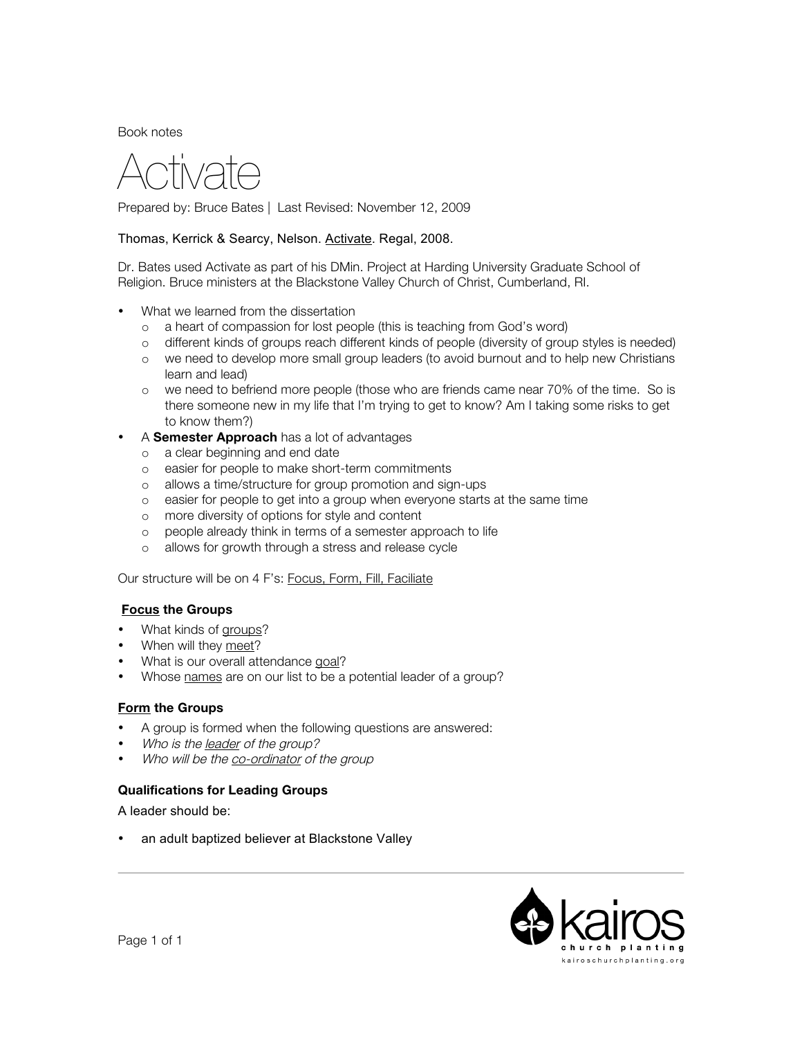Book notes

# Activate

Prepared by: Bruce Bates | Last Revised: November 12, 2009

Thomas, Kerrick & Searcy, Nelson. Activate. Regal, 2008.

Dr. Bates used Activate as part of his DMin. Project at Harding University Graduate School of Religion. Bruce ministers at the Blackstone Valley Church of Christ, Cumberland, RI.

- What we learned from the dissertation
  - a heart of compassion for lost people (this is teaching from God's word)
  - different kinds of groups reach different kinds of people (diversity of group styles is needed)
  - we need to develop more small group leaders (to avoid burnout and to help new Christians learn and lead)
  - we need to befriend more people (those who are friends came near 70% of the time. So is there someone new in my life that I'm trying to get to know? Am I taking some risks to get to know them?)
- A **Semester Approach** has a lot of advantages
  - a clear beginning and end date
  - easier for people to make short-term commitments
  - allows a time/structure for group promotion and sign-ups
  - easier for people to get into a group when everyone starts at the same time
  - more diversity of options for style and content
  - people already think in terms of a semester approach to life
  - allows for growth through a stress and release cycle

Our structure will be on 4 F's: Focus, Form, Fill, Faciliate

### **Focus the Groups**

- What kinds of groups?
- When will they meet?
- What is our overall attendance goal?
- Whose names are on our list to be a potential leader of a group?

### **Form the Groups**

- A group is formed when the following questions are answered:
- *Who is the leader of the group?*
- *Who will be the co-ordinator of the group*

### **Qualifications for Leading Groups**

A leader should be:

- an adult baptized believer at Blackstone Valley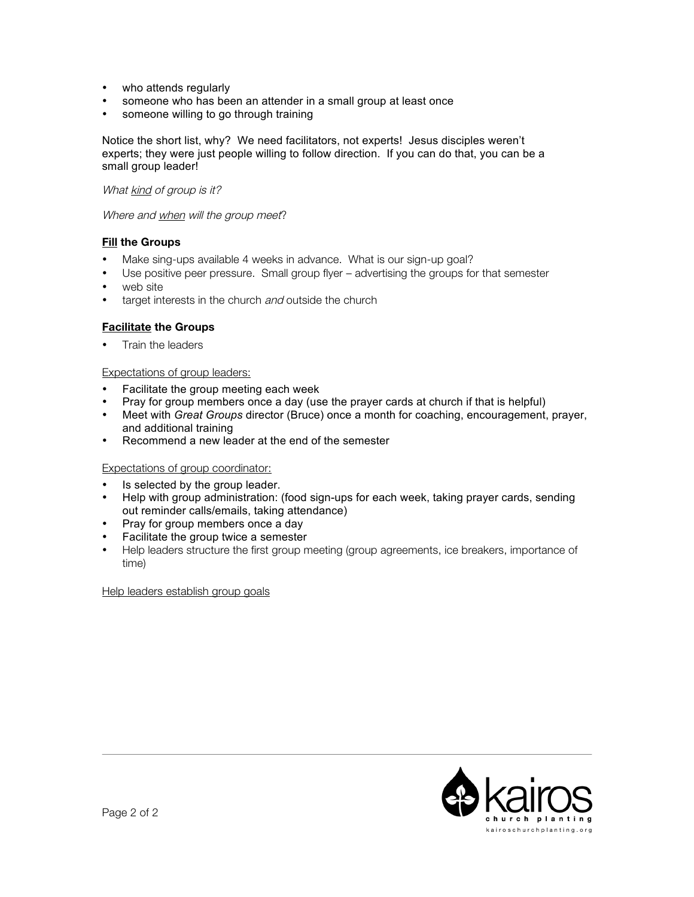- who attends regularly
- someone who has been an attender in a small group at least once
- someone willing to go through training

Notice the short list, why? We need facilitators, not experts! Jesus disciples weren't experts; they were just people willing to follow direction. If you can do that, you can be a small group leader!

*What <u>kind</u> of group is it?*

*Where and <u>when</u> will the group meet*?

### <u>Fill</u> the Groups

- Make sing-ups available 4 weeks in advance. What is our sign-up goal?
- Use positive peer pressure. Small group flyer – advertising the groups for that semester
- web site
- target interests in the church *and* outside the church

### <u>Facilitate</u> the Groups

- Train the leaders

<u>Expectations of group leaders:</u>

- Facilitate the group meeting each week
- Pray for group members once a day (use the prayer cards at church if that is helpful)
- Meet with *Great Groups* director (Bruce) once a month for coaching, encouragement, prayer, and additional training
- Recommend a new leader at the end of the semester

<u>Expectations of group coordinator:</u>

- Is selected by the group leader.
- Help with group administration: (food sign-ups for each week, taking prayer cards, sending out reminder calls/emails, taking attendance)
- Pray for group members once a day
- Facilitate the group twice a semester
- Help leaders structure the first group meeting (group agreements, ice breakers, importance of time)

<u>Help leaders establish group goals</u>